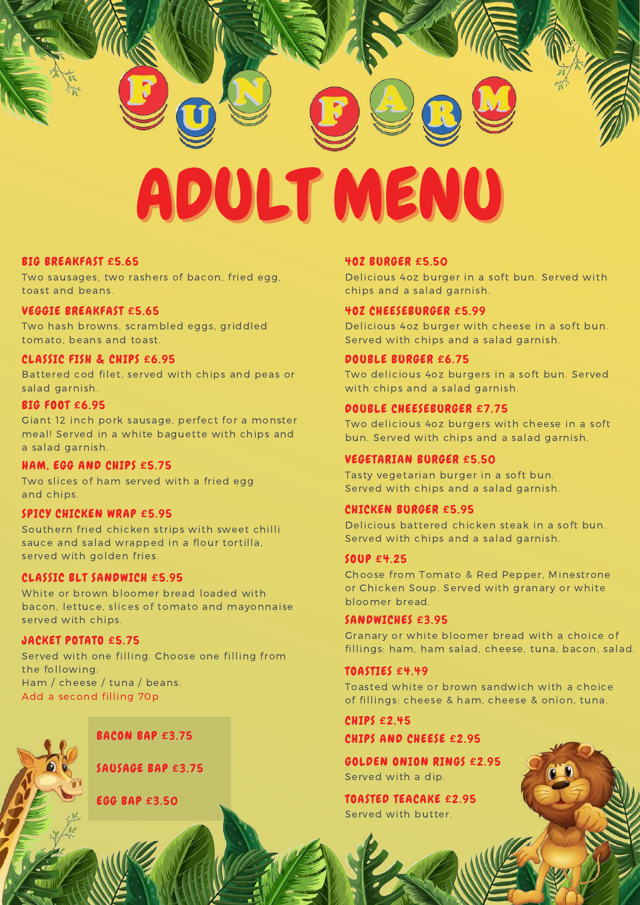# FUN FARM

# ADULT MENU

### BIG BREAKFAST £5.65
Two sausages, two rashers of bacon, fried egg, toast and beans.

### VEGGIE BREAKFAST £5.65
Two hash browns, scrambled eggs, griddled tomato, beans and toast.

### CLASSIC FISH & CHIPS £6.95
Battered cod filet, served with chips and peas or salad garnish.

### BIG FOOT £6.95
Giant 12 inch pork sausage, perfect for a monster meal! Served in a white baguette with chips and a salad garnish.

### HAM, EGG AND CHIPS £5.75
Two slices of ham served with a fried egg and chips.

### SPICY CHICKEN WRAP £5.95
Southern fried chicken strips with sweet chilli sauce and salad wrapped in a flour tortilla, served with golden fries.

### CLASSIC BLT SANDWICH £5.95
White or brown bloomer bread loaded with bacon, lettuce, slices of tomato and mayonnaise served with chips.

### JACKET POTATO £5.75
Served with one filling. Choose one filling from the following:
Ham / cheese / tuna / beans.
Add a second filling 70p

### BACON BAP £3.75

### SAUSAGE BAP £3.75

### EGG BAP £3.50

### 4OZ BURGER £5.50
Delicious 4oz burger in a soft bun. Served with chips and a salad garnish.

### 4OZ CHEESEBURGER £5.99
Delicious 4oz burger with cheese in a soft bun. Served with chips and a salad garnish.

### DOUBLE BURGER £6.75
Two delicious 4oz burgers in a soft bun. Served with chips and a salad garnish.

### DOUBLE CHEESEBURGER £7.75
Two delicious 4oz burgers with cheese in a soft bun. Served with chips and a salad garnish.

### VEGETARIAN BURGER £5.50
Tasty vegetarian burger in a soft bun. Served with chips and a salad garnish.

### CHICKEN BURGER £5.95
Delicious battered chicken steak in a soft bun. Served with chips and a salad garnish.

### SOUP £4.25
Choose from Tomato & Red Pepper, Minestrone or Chicken Soup. Served with granary or white bloomer bread.

### SANDWICHES £3.95
Granary or white bloomer bread with a choice of fillings: ham, ham salad, cheese, tuna, bacon, salad.

### TOASTIES £4.49
Toasted white or brown sandwich with a choice of fillings: cheese & ham, cheese & onion, tuna.

### CHIPS £2.45

### CHIPS AND CHEESE £2.95

### GOLDEN ONION RINGS £2.95
Served with a dip.

### TOASTED TEACAKE £2.95
Served with butter.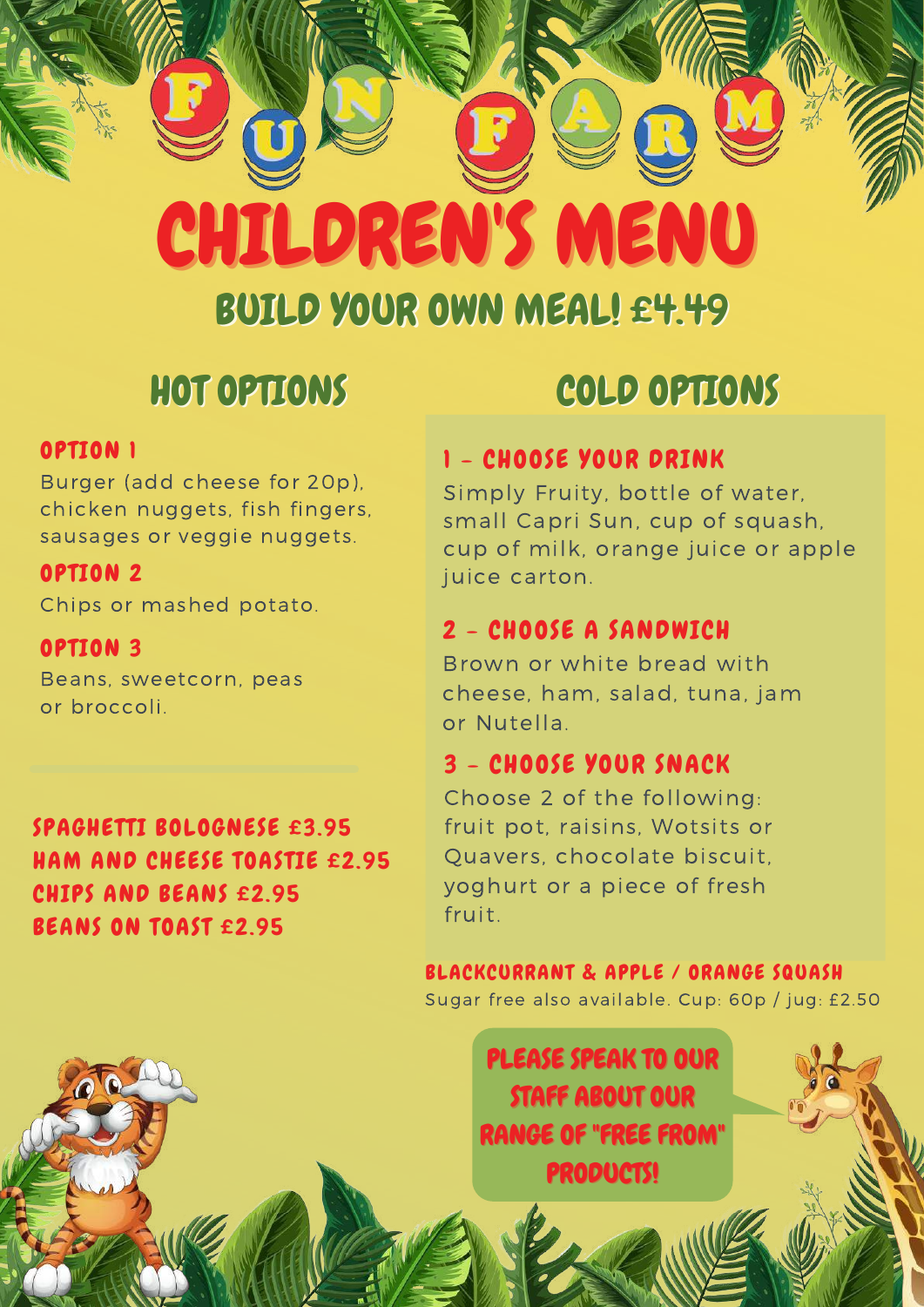# FUN FARM

# CHILDREN'S MENU

## BUILD YOUR OWN MEAL! £4.49

## HOT OPTIONS

### OPTION 1

Burger (add cheese for 20p), chicken nuggets, fish fingers, sausages or veggie nuggets.

### OPTION 2

Chips or mashed potato.

### OPTION 3

Beans, sweetcorn, peas or broccoli.

**SPAGHETTI BOLOGNESE £3.95**
**HAM AND CHEESE TOASTIE £2.95**
**CHIPS AND BEANS £2.95**
**BEANS ON TOAST £2.95**

## COLD OPTIONS

### 1 - CHOOSE YOUR DRINK

Simply Fruity, bottle of water, small Capri Sun, cup of squash, cup of milk, orange juice or apple juice carton.

### 2 - CHOOSE A SANDWICH

Brown or white bread with cheese, ham, salad, tuna, jam or Nutella.

### 3 - CHOOSE YOUR SNACK

Choose 2 of the following: fruit pot, raisins, Wotsits or Quavers, chocolate biscuit, yoghurt or a piece of fresh fruit.

### BLACKCURRANT & APPLE / ORANGE SQUASH

Sugar free also available. Cup: 60p / jug: £2.50

**PLEASE SPEAK TO OUR STAFF ABOUT OUR RANGE OF "FREE FROM" PRODUCTS!**